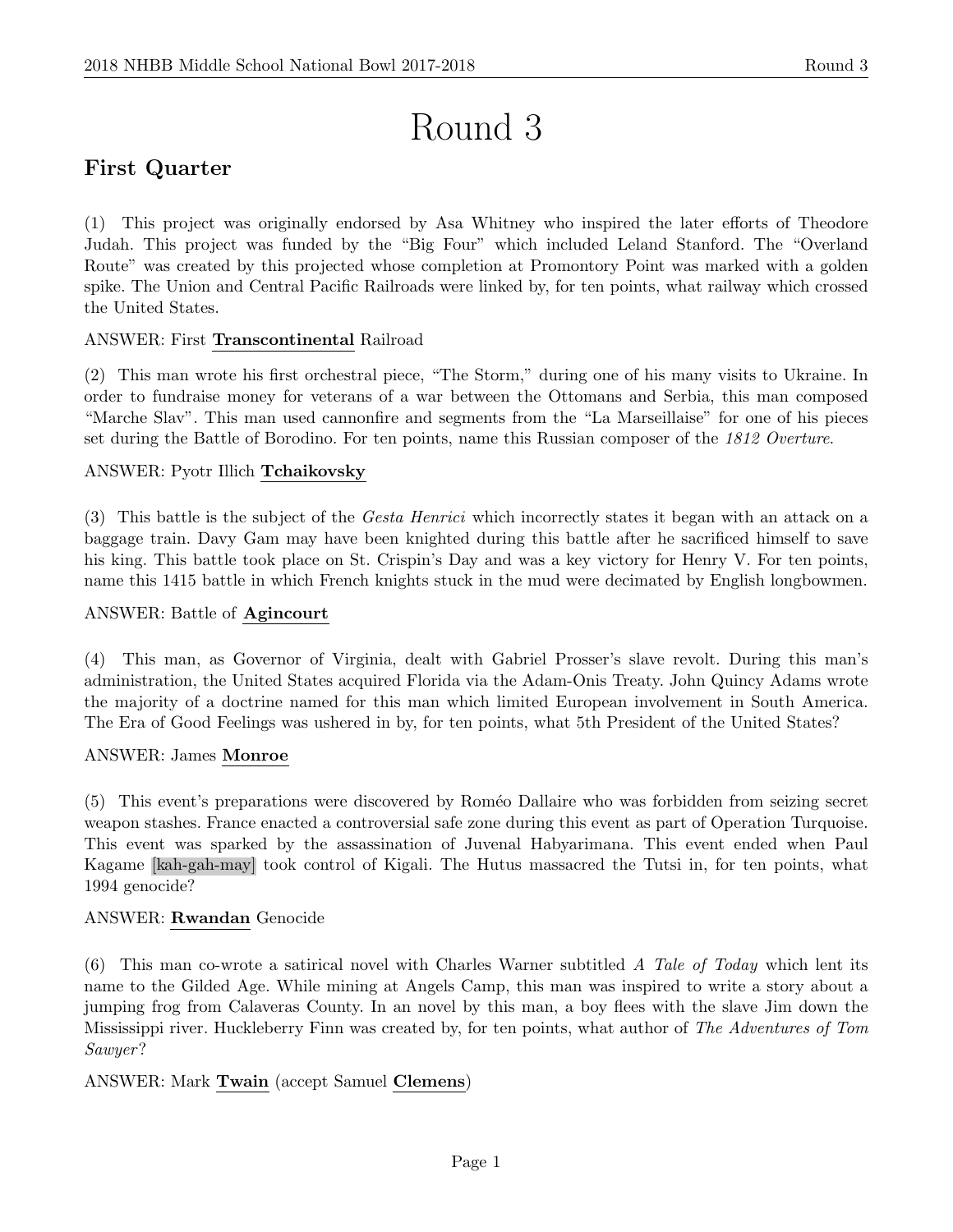# Round 3

## First Quarter

(1) This project was originally endorsed by Asa Whitney who inspired the later efforts of Theodore Judah. This project was funded by the "Big Four" which included Leland Stanford. The "Overland Route" was created by this projected whose completion at Promontory Point was marked with a golden spike. The Union and Central Pacific Railroads were linked by, for ten points, what railway which crossed the United States.

ANSWER: First **Transcontinental** Railroad

(2) This man wrote his first orchestral piece, "The Storm," during one of his many visits to Ukraine. In order to fundraise money for veterans of a war between the Ottomans and Serbia, this man composed "Marche Slav". This man used cannonfire and segments from the "La Marseillaise" for one of his pieces set during the Battle of Borodino. For ten points, name this Russian composer of the *1812 Overture*.

ANSWER: Pyotr Illich **Tchaikovsky**

(3) This battle is the subject of the *Gesta Henrici* which incorrectly states it began with an attack on a baggage train. Davy Gam may have been knighted during this battle after he sacrificed himself to save his king. This battle took place on St. Crispin's Day and was a key victory for Henry V. For ten points, name this 1415 battle in which French knights stuck in the mud were decimated by English longbowmen.

ANSWER: Battle of **Agincourt**

(4) This man, as Governor of Virginia, dealt with Gabriel Prosser's slave revolt. During this man's administration, the United States acquired Florida via the Adam-Onis Treaty. John Quincy Adams wrote the majority of a doctrine named for this man which limited European involvement in South America. The Era of Good Feelings was ushered in by, for ten points, what 5th President of the United States?

ANSWER: James **Monroe**

(5) This event's preparations were discovered by Roméo Dallaire who was forbidden from seizing secret weapon stashes. France enacted a controversial safe zone during this event as part of Operation Turquoise. This event was sparked by the assassination of Juvenal Habyarimana. This event ended when Paul Kagame [kah-gah-may] took control of Kigali. The Hutus massacred the Tutsi in, for ten points, what 1994 genocide?

ANSWER: **Rwandan** Genocide

(6) This man co-wrote a satirical novel with Charles Warner subtitled *A Tale of Today* which lent its name to the Gilded Age. While mining at Angels Camp, this man was inspired to write a story about a jumping frog from Calaveras County. In an novel by this man, a boy flees with the slave Jim down the Mississippi river. Huckleberry Finn was created by, for ten points, what author of *The Adventures of Tom Sawyer*?

ANSWER: Mark **Twain** (accept Samuel **Clemens**)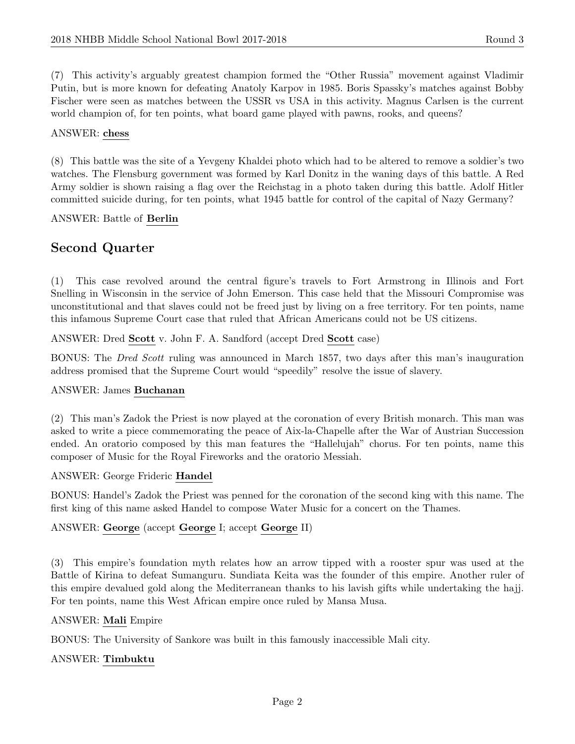(7) This activity's arguably greatest champion formed the "Other Russia" movement against Vladimir Putin, but is more known for defeating Anatoly Karpov in 1985. Boris Spassky's matches against Bobby Fischer were seen as matches between the USSR vs USA in this activity. Magnus Carlsen is the current world champion of, for ten points, what board game played with pawns, rooks, and queens?

ANSWER: **chess**

(8) This battle was the site of a Yevgeny Khaldei photo which had to be altered to remove a soldier's two watches. The Flensburg government was formed by Karl Donitz in the waning days of this battle. A Red Army soldier is shown raising a flag over the Reichstag in a photo taken during this battle. Adolf Hitler committed suicide during, for ten points, what 1945 battle for control of the capital of Nazy Germany?

ANSWER: Battle of **Berlin**

## Second Quarter

(1) This case revolved around the central figure's travels to Fort Armstrong in Illinois and Fort Snelling in Wisconsin in the service of John Emerson. This case held that the Missouri Compromise was unconstitutional and that slaves could not be freed just by living on a free territory. For ten points, name this infamous Supreme Court case that ruled that African Americans could not be US citizens.

ANSWER: Dred **Scott** v. John F. A. Sandford (accept Dred **Scott** case)

BONUS: The *Dred Scott* ruling was announced in March 1857, two days after this man's inauguration address promised that the Supreme Court would "speedily" resolve the issue of slavery.

ANSWER: James **Buchanan**

(2) This man's Zadok the Priest is now played at the coronation of every British monarch. This man was asked to write a piece commemorating the peace of Aix-la-Chapelle after the War of Austrian Succession ended. An oratorio composed by this man features the "Hallelujah" chorus. For ten points, name this composer of Music for the Royal Fireworks and the oratorio Messiah.

ANSWER: George Frideric **Handel**

BONUS: Handel's Zadok the Priest was penned for the coronation of the second king with this name. The first king of this name asked Handel to compose Water Music for a concert on the Thames.

ANSWER: **George** (accept **George** I; accept **George** II)

(3) This empire's foundation myth relates how an arrow tipped with a rooster spur was used at the Battle of Kirina to defeat Sumanguru. Sundiata Keita was the founder of this empire. Another ruler of this empire devalued gold along the Mediterranean thanks to his lavish gifts while undertaking the hajj. For ten points, name this West African empire once ruled by Mansa Musa.

ANSWER: **Mali** Empire

BONUS: The University of Sankore was built in this famously inaccessible Mali city.

ANSWER: **Timbuktu**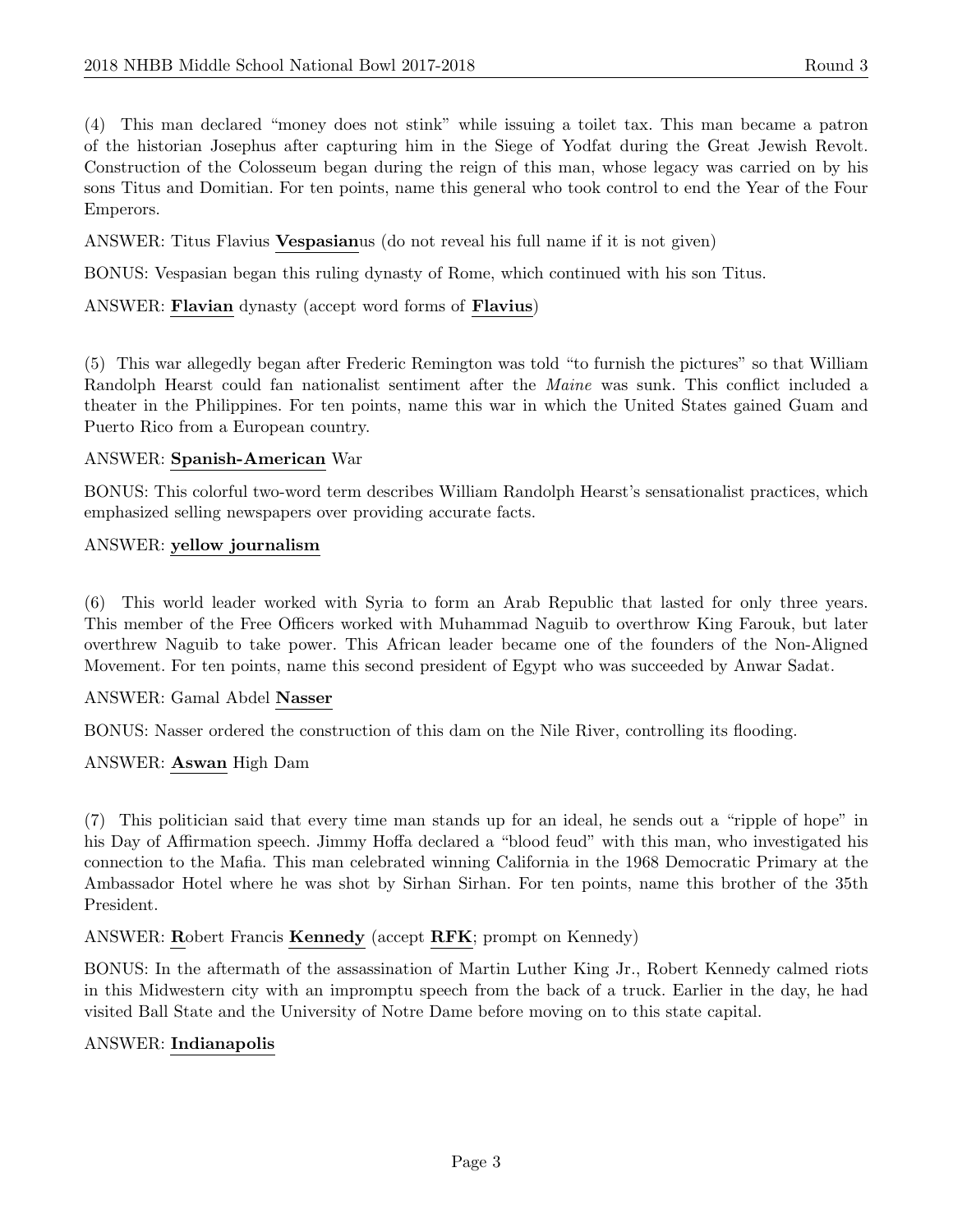(4) This man declared "money does not stink" while issuing a toilet tax. This man became a patron of the historian Josephus after capturing him in the Siege of Yodfat during the Great Jewish Revolt. Construction of the Colosseum began during the reign of this man, whose legacy was carried on by his sons Titus and Domitian. For ten points, name this general who took control to end the Year of the Four Emperors.

ANSWER: Titus Flavius **Vespasian**us (do not reveal his full name if it is not given)

BONUS: Vespasian began this ruling dynasty of Rome, which continued with his son Titus.

ANSWER: **Flavian** dynasty (accept word forms of **Flavius**)

(5) This war allegedly began after Frederic Remington was told "to furnish the pictures" so that William Randolph Hearst could fan nationalist sentiment after the *Maine* was sunk. This conflict included a theater in the Philippines. For ten points, name this war in which the United States gained Guam and Puerto Rico from a European country.

ANSWER: **Spanish-American** War

BONUS: This colorful two-word term describes William Randolph Hearst's sensationalist practices, which emphasized selling newspapers over providing accurate facts.

ANSWER: **yellow journalism**

(6) This world leader worked with Syria to form an Arab Republic that lasted for only three years. This member of the Free Officers worked with Muhammad Naguib to overthrow King Farouk, but later overthrew Naguib to take power. This African leader became one of the founders of the Non-Aligned Movement. For ten points, name this second president of Egypt who was succeeded by Anwar Sadat.

ANSWER: Gamal Abdel **Nasser**

BONUS: Nasser ordered the construction of this dam on the Nile River, controlling its flooding.

ANSWER: **Aswan** High Dam

(7) This politician said that every time man stands up for an ideal, he sends out a "ripple of hope" in his Day of Affirmation speech. Jimmy Hoffa declared a "blood feud" with this man, who investigated his connection to the Mafia. This man celebrated winning California in the 1968 Democratic Primary at the Ambassador Hotel where he was shot by Sirhan Sirhan. For ten points, name this brother of the 35th President.

ANSWER: **R**obert Francis **Kennedy** (accept **RFK**; prompt on Kennedy)

BONUS: In the aftermath of the assassination of Martin Luther King Jr., Robert Kennedy calmed riots in this Midwestern city with an impromptu speech from the back of a truck. Earlier in the day, he had visited Ball State and the University of Notre Dame before moving on to this state capital.

ANSWER: **Indianapolis**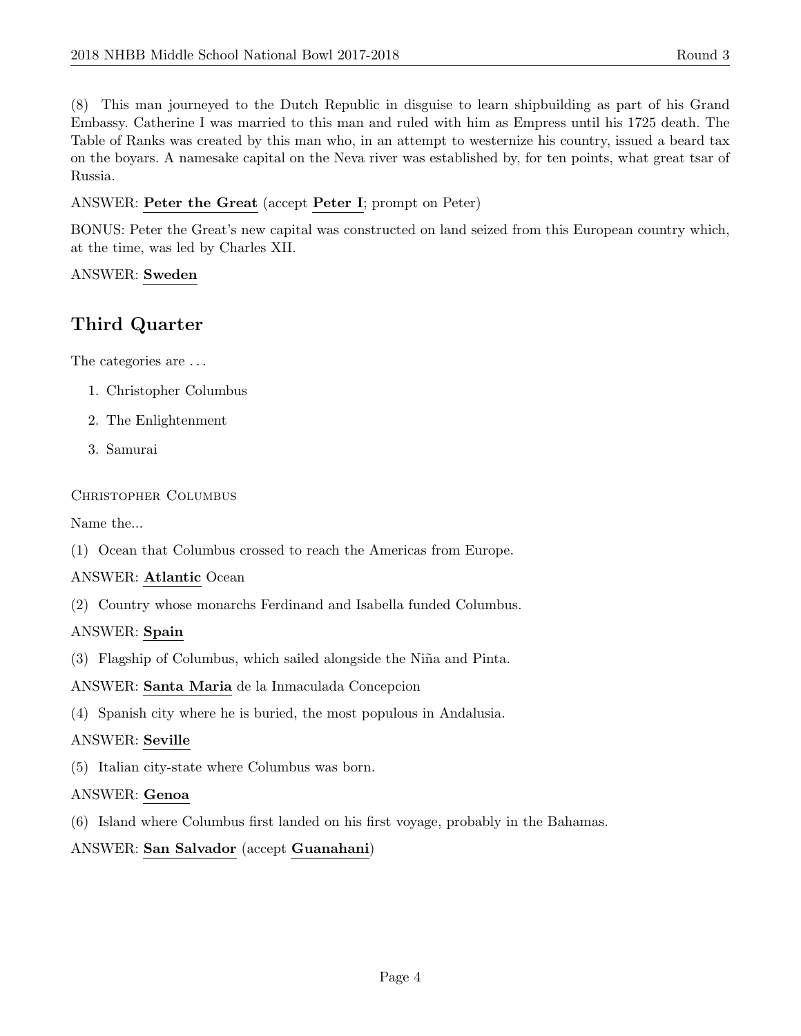(8) This man journeyed to the Dutch Republic in disguise to learn shipbuilding as part of his Grand Embassy. Catherine I was married to this man and ruled with him as Empress until his 1725 death. The Table of Ranks was created by this man who, in an attempt to westernize his country, issued a beard tax on the boyars. A namesake capital on the Neva river was established by, for ten points, what great tsar of Russia.

ANSWER: **Peter the Great** (accept **Peter I**; prompt on Peter)

BONUS: Peter the Great's new capital was constructed on land seized from this European country which, at the time, was led by Charles XII.

ANSWER: **Sweden**

## Third Quarter

The categories are . . .

1. Christopher Columbus
2. The Enlightenment
3. Samurai

Christopher Columbus

Name the...

(1) Ocean that Columbus crossed to reach the Americas from Europe.

ANSWER: **Atlantic** Ocean

(2) Country whose monarchs Ferdinand and Isabella funded Columbus.

ANSWER: **Spain**

(3) Flagship of Columbus, which sailed alongside the Niña and Pinta.

ANSWER: **Santa Maria** de la Inmaculada Concepcion

(4) Spanish city where he is buried, the most populous in Andalusia.

ANSWER: **Seville**

(5) Italian city-state where Columbus was born.

ANSWER: **Genoa**

(6) Island where Columbus first landed on his first voyage, probably in the Bahamas.

ANSWER: **San Salvador** (accept **Guanahani**)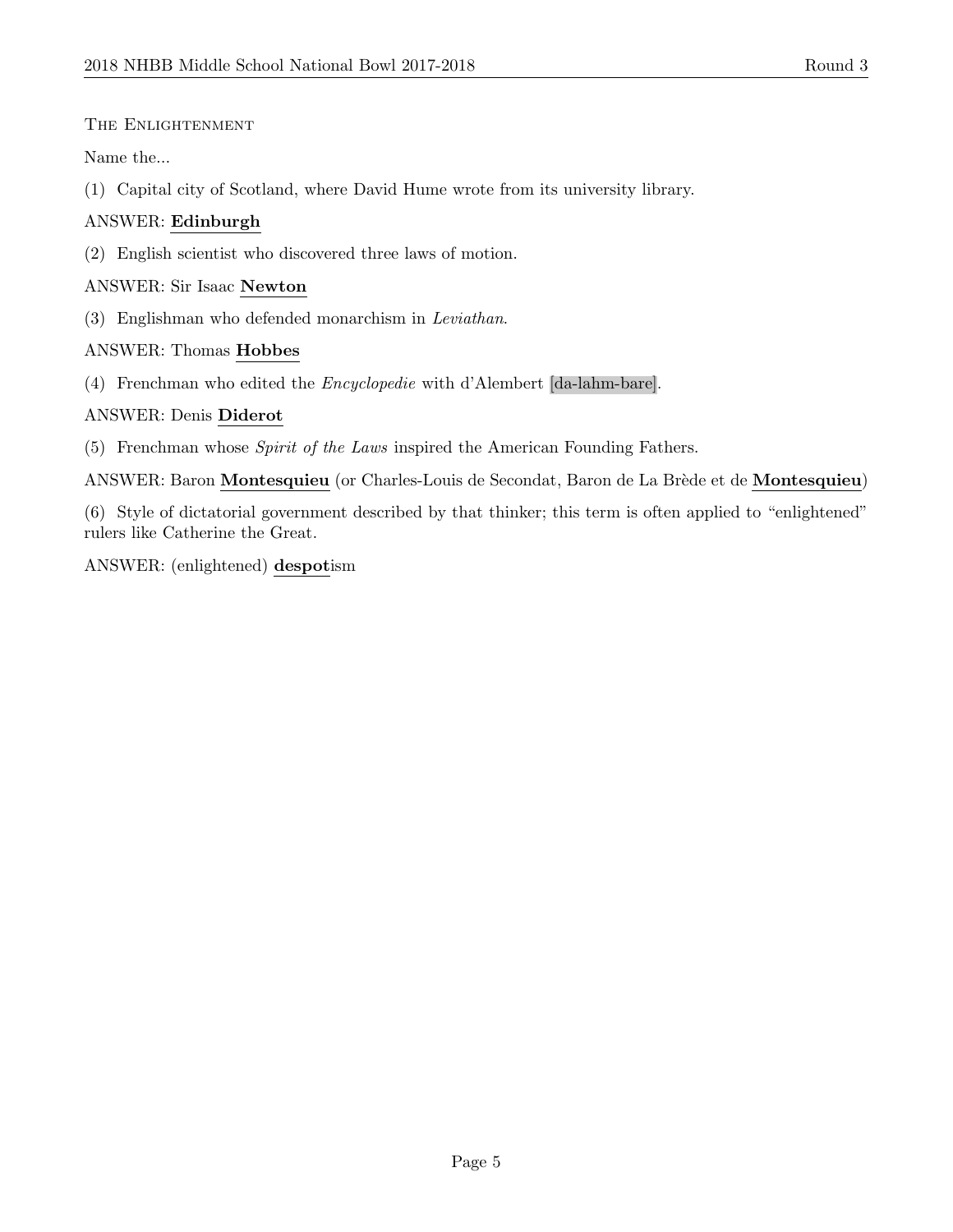The Enlightenment

Name the...

(1) Capital city of Scotland, where David Hume wrote from its university library.

ANSWER: **Edinburgh**

(2) English scientist who discovered three laws of motion.

ANSWER: Sir Isaac **Newton**

(3) Englishman who defended monarchism in *Leviathan*.

ANSWER: Thomas **Hobbes**

(4) Frenchman who edited the *Encyclopedie* with d'Alembert [da-lahm-bare].

ANSWER: Denis **Diderot**

(5) Frenchman whose *Spirit of the Laws* inspired the American Founding Fathers.

ANSWER: Baron **Montesquieu** (or Charles-Louis de Secondat, Baron de La Brède et de **Montesquieu**)

(6) Style of dictatorial government described by that thinker; this term is often applied to "enlightened" rulers like Catherine the Great.

ANSWER: (enlightened) **despot**ism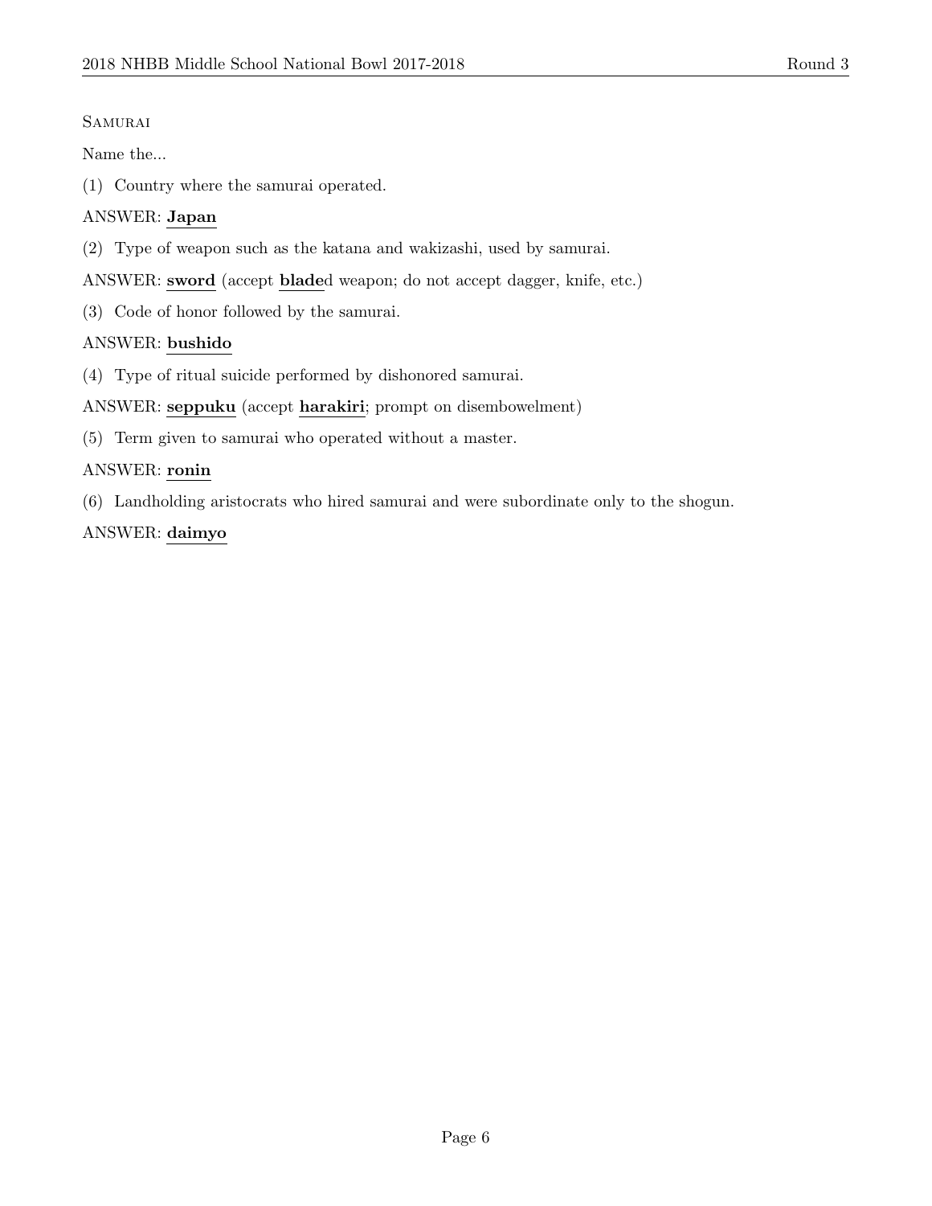Samurai

Name the...

(1) Country where the samurai operated.

ANSWER: **Japan**

(2) Type of weapon such as the katana and wakizashi, used by samurai.

ANSWER: **sword** (accept **blade**d weapon; do not accept dagger, knife, etc.)

(3) Code of honor followed by the samurai.

ANSWER: **bushido**

(4) Type of ritual suicide performed by dishonored samurai.

ANSWER: **seppuku** (accept **harakiri**; prompt on disembowelment)

(5) Term given to samurai who operated without a master.

ANSWER: **ronin**

(6) Landholding aristocrats who hired samurai and were subordinate only to the shogun.

ANSWER: **daimyo**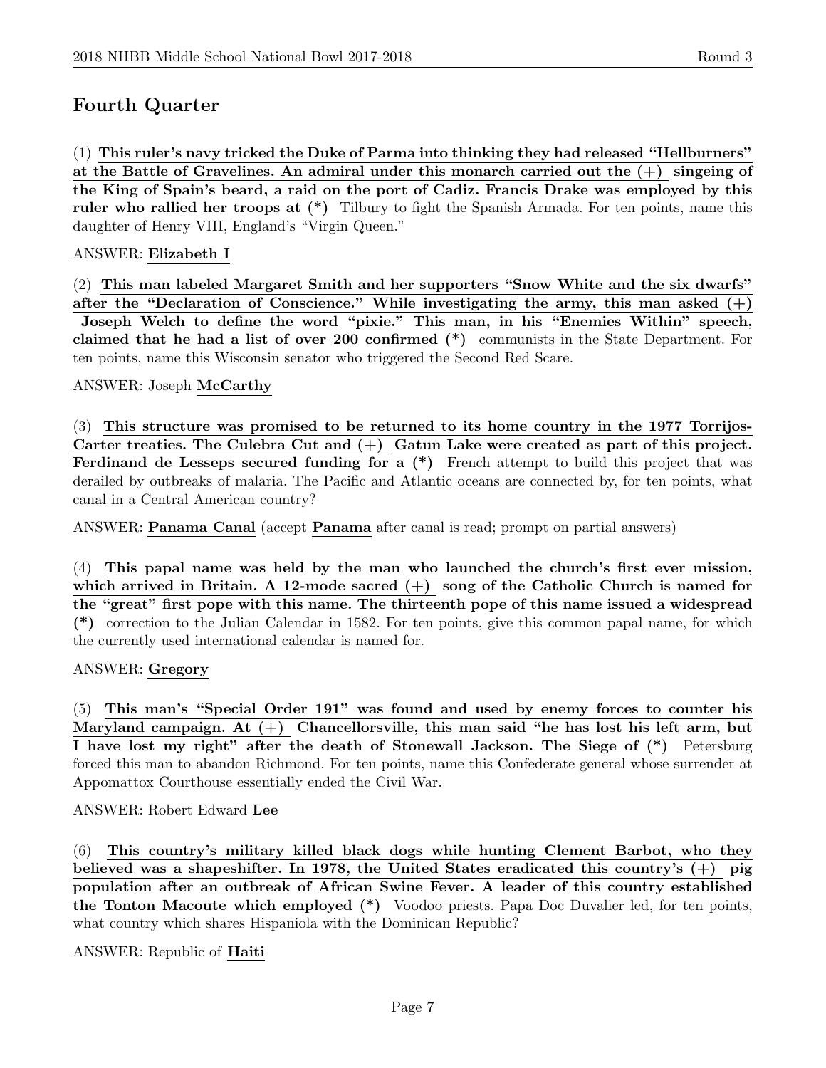## Fourth Quarter

(1) **This ruler's navy tricked the Duke of Parma into thinking they had released "Hellburners" at the Battle of Gravelines. An admiral under this monarch carried out the (+) singeing of the King of Spain's beard, a raid on the port of Cadiz. Francis Drake was employed by this ruler who rallied her troops at (*)** Tilbury to fight the Spanish Armada. For ten points, name this daughter of Henry VIII, England's "Virgin Queen."

ANSWER: **Elizabeth I**

(2) **This man labeled Margaret Smith and her supporters "Snow White and the six dwarfs" after the "Declaration of Conscience." While investigating the army, this man asked (+) Joseph Welch to define the word "pixie." This man, in his "Enemies Within" speech, claimed that he had a list of over 200 confirmed (*)** communists in the State Department. For ten points, name this Wisconsin senator who triggered the Second Red Scare.

ANSWER: Joseph **McCarthy**

(3) **This structure was promised to be returned to its home country in the 1977 Torrijos-Carter treaties. The Culebra Cut and (+) Gatun Lake were created as part of this project. Ferdinand de Lesseps secured funding for a (*)** French attempt to build this project that was derailed by outbreaks of malaria. The Pacific and Atlantic oceans are connected by, for ten points, what canal in a Central American country?

ANSWER: **Panama Canal** (accept **Panama** after canal is read; prompt on partial answers)

(4) **This papal name was held by the man who launched the church's first ever mission, which arrived in Britain. A 12-mode sacred (+) song of the Catholic Church is named for the "great" first pope with this name. The thirteenth pope of this name issued a widespread (*)** correction to the Julian Calendar in 1582. For ten points, give this common papal name, for which the currently used international calendar is named for.

ANSWER: **Gregory**

(5) **This man's "Special Order 191" was found and used by enemy forces to counter his Maryland campaign. At (+) Chancellorsville, this man said "he has lost his left arm, but I have lost my right" after the death of Stonewall Jackson. The Siege of (*)** Petersburg forced this man to abandon Richmond. For ten points, name this Confederate general whose surrender at Appomattox Courthouse essentially ended the Civil War.

ANSWER: Robert Edward **Lee**

(6) **This country's military killed black dogs while hunting Clement Barbot, who they believed was a shapeshifter. In 1978, the United States eradicated this country's (+) pig population after an outbreak of African Swine Fever. A leader of this country established the Tonton Macoute which employed (*)** Voodoo priests. Papa Doc Duvalier led, for ten points, what country which shares Hispaniola with the Dominican Republic?

ANSWER: Republic of **Haiti**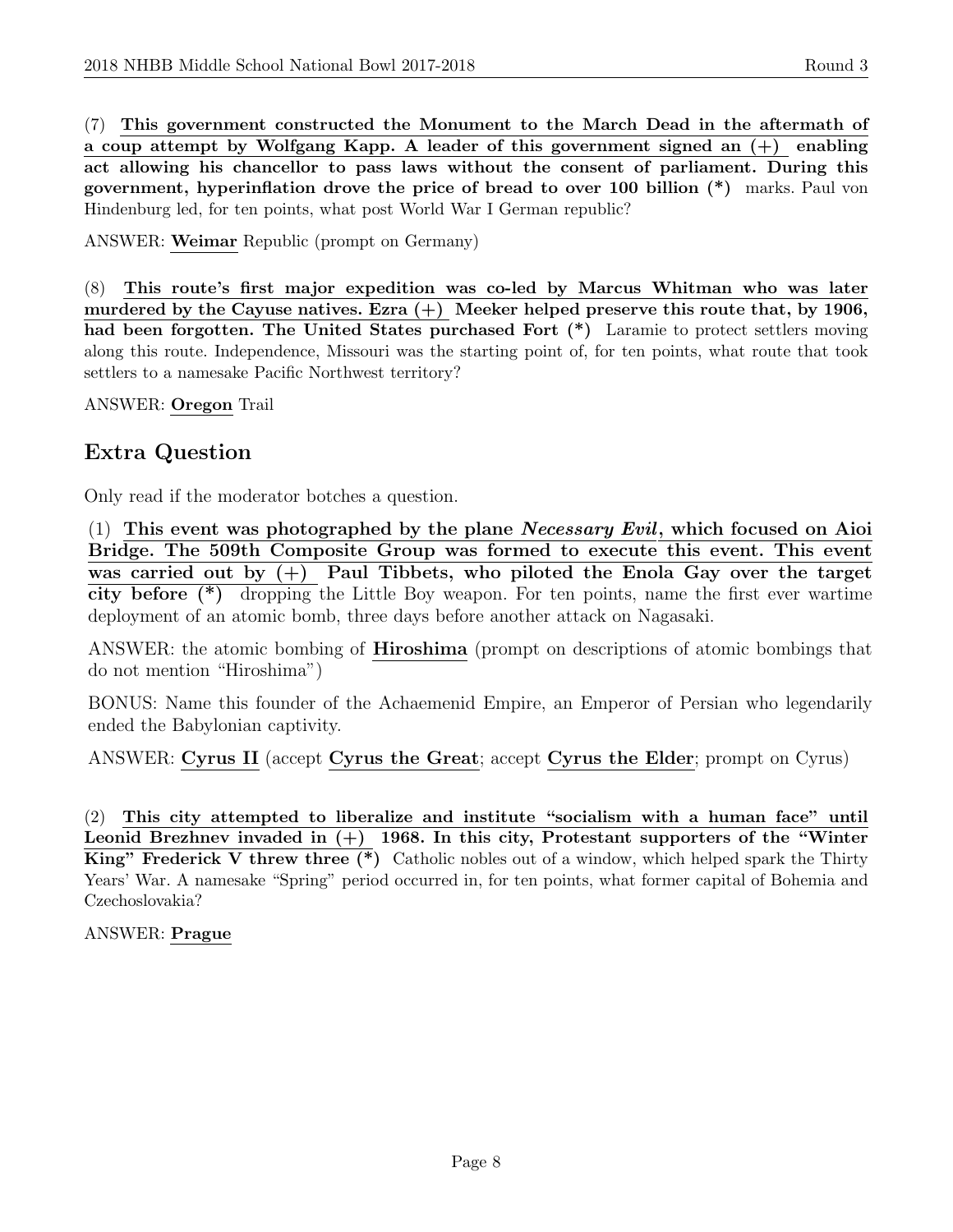(7) **This government constructed the Monument to the March Dead in the aftermath of a coup attempt by Wolfgang Kapp. A leader of this government signed an (+) enabling act allowing his chancellor to pass laws without the consent of parliament. During this government, hyperinflation drove the price of bread to over 100 billion (*)** marks. Paul von Hindenburg led, for ten points, what post World War I German republic?

ANSWER: **Weimar** Republic (prompt on Germany)

(8) **This route's first major expedition was co-led by Marcus Whitman who was later murdered by the Cayuse natives. Ezra (+) Meeker helped preserve this route that, by 1906, had been forgotten. The United States purchased Fort (*)** Laramie to protect settlers moving along this route. Independence, Missouri was the starting point of, for ten points, what route that took settlers to a namesake Pacific Northwest territory?

ANSWER: **Oregon** Trail

## Extra Question

Only read if the moderator botches a question.

(1) **This event was photographed by the plane *Necessary Evil*, which focused on Aioi Bridge. The 509th Composite Group was formed to execute this event. This event was carried out by (+) Paul Tibbets, who piloted the Enola Gay over the target city before (*)** dropping the Little Boy weapon. For ten points, name the first ever wartime deployment of an atomic bomb, three days before another attack on Nagasaki.

ANSWER: the atomic bombing of **Hiroshima** (prompt on descriptions of atomic bombings that do not mention "Hiroshima")

BONUS: Name this founder of the Achaemenid Empire, an Emperor of Persian who legendarily ended the Babylonian captivity.

ANSWER: **Cyrus II** (accept **Cyrus the Great**; accept **Cyrus the Elder**; prompt on Cyrus)

(2) **This city attempted to liberalize and institute "socialism with a human face" until Leonid Brezhnev invaded in (+) 1968. In this city, Protestant supporters of the "Winter King" Frederick V threw three (*)** Catholic nobles out of a window, which helped spark the Thirty Years' War. A namesake "Spring" period occurred in, for ten points, what former capital of Bohemia and Czechoslovakia?

ANSWER: **Prague**